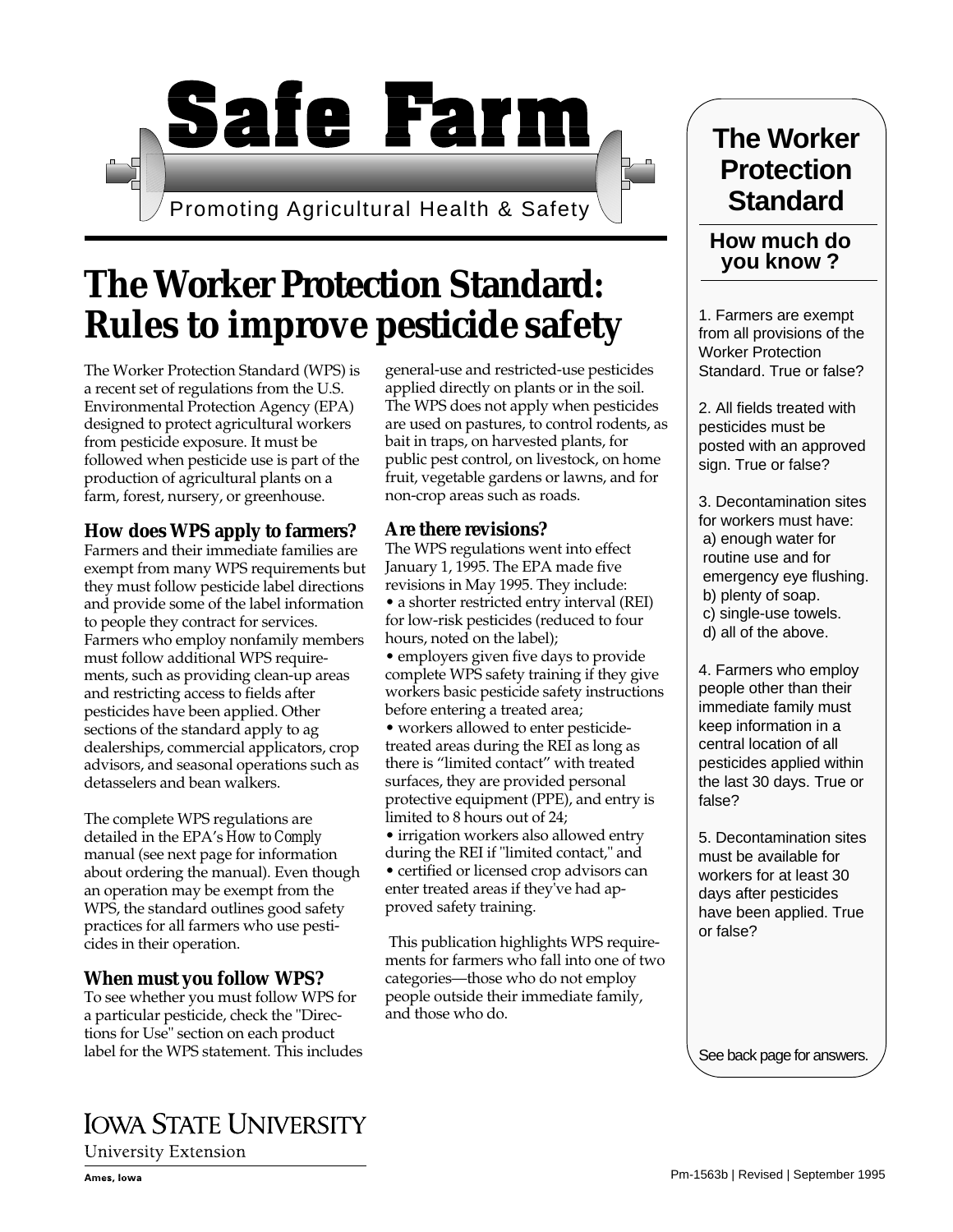# Safe Farm

Promoting Agricultural Health & Safety

# The Worker Protection Standard: Rules to improve pesticide safety

The Worker Protection Standard (WPS) is a recent set of regulations from the U.S. Environmental Protection Agency (EPA) designed to protect agricultural workers from pesticide exposure. It must be followed when pesticide use is part of the production of agricultural plants on a farm, forest, nursery, or greenhouse.

### How does WPS apply to farmers?

Farmers and their immediate families are exempt from many WPS requirements but they must follow pesticide label directions and provide some of the label information to people they contract for services. Farmers who employ nonfamily members must follow additional WPS requirements, such as providing clean-up areas and restricting access to fields after pesticides have been applied. Other sections of the standard apply to ag dealerships, commercial applicators, crop advisors, and seasonal operations such as detasselers and bean walkers.

The complete WPS regulations are detailed in the EPA's *How to Comply* manual (see next page for information about ordering the manual). Even though an operation may be exempt from the WPS, the standard outlines good safety practices for all farmers who use pesticides in their operation.

### When must you follow WPS?

To see whether you must follow WPS for a particular pesticide, check the "Directions for Use" section on each product label for the WPS statement. This includes general-use and restricted-use pesticides applied directly on plants or in the soil. The WPS does not apply when pesticides are used on pastures, to control rodents, as bait in traps, on harvested plants, for public pest control, on livestock, on home fruit, vegetable gardens or lawns, and for non-crop areas such as roads.

### Are there revisions?

The WPS regulations went into effect January 1, 1995. The EPA made five revisions in May 1995. They include:

- a shorter restricted entry interval (REI) for low-risk pesticides (reduced to four hours, noted on the label);
- employers given five days to provide complete WPS safety training if they give workers basic pesticide safety instructions before entering a treated area;
- workers allowed to enter pesticide-treated areas during the REI as long as there is "limited contact" with treated surfaces, they are provided personal protective equipment (PPE), and entry is limited to 8 hours out of 24;
- irrigation workers also allowed entry during the REI if "limited contact," and
- certified or licensed crop advisors can enter treated areas if they've had approved safety training.

This publication highlights WPS requirements for farmers who fall into one of two categories—those who do not employ people outside their immediate family, and those who do.

## The Worker Protection Standard

### How much do you know ?

1. Farmers are exempt from all provisions of the Worker Protection Standard. True or false?

2. All fields treated with pesticides must be posted with an approved sign. True or false?

3. Decontamination sites for workers must have:
   a) enough water for routine use and for emergency eye flushing.
   b) plenty of soap.
   c) single-use towels.
   d) all of the above.

4. Farmers who employ people other than their immediate family must keep information in a central location of all pesticides applied within the last 30 days. True or false?

5. Decontamination sites must be available for workers for at least 30 days after pesticides have been applied. True or false?

See back page for answers.

IOWA STATE UNIVERSITY
University Extension
Ames, Iowa

Pm-1563b | Revised | September 1995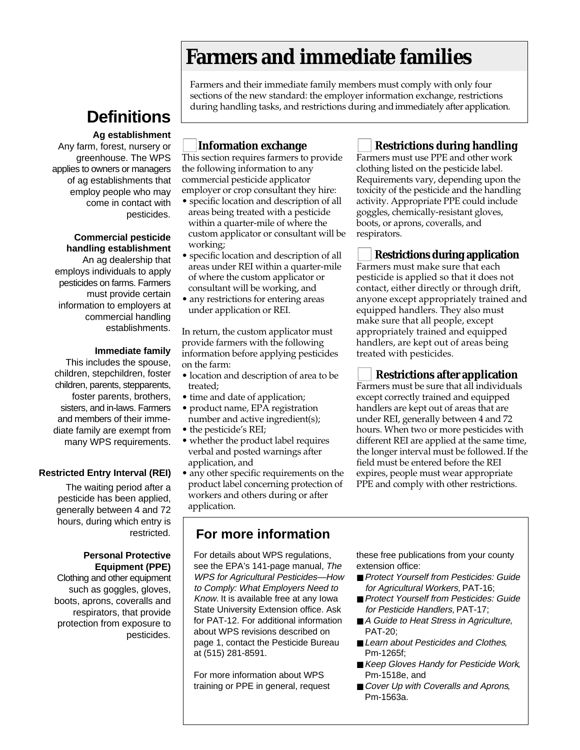# Farmers and immediate families

Farmers and their immediate family members must comply with only four sections of the new standard: the employer information exchange, restrictions during handling tasks, and restrictions during and immediately after application.

## Definitions

**Ag establishment**
Any farm, forest, nursery or greenhouse. The WPS applies to owners or managers of ag establishments that employ people who may come in contact with pesticides.

**Commercial pesticide handling establishment**
An ag dealership that employs individuals to apply pesticides on farms. Farmers must provide certain information to employers at commercial handling establishments.

**Immediate family**
This includes the spouse, children, stepchildren, foster children, parents, stepparents, foster parents, brothers, sisters, and in-laws. Farmers and members of their immediate family are exempt from many WPS requirements.

**Restricted Entry Interval (REI)**
The waiting period after a pesticide has been applied, generally between 4 and 72 hours, during which entry is restricted.

**Personal Protective Equipment (PPE)**
Clothing and other equipment such as goggles, gloves, boots, aprons, coveralls and respirators, that provide protection from exposure to pesticides.

### Information exchange

This section requires farmers to provide the following information to any commercial pesticide applicator employer or crop consultant they hire:

- specific location and description of all areas being treated with a pesticide within a quarter-mile of where the custom applicator or consultant will be working;
- specific location and description of all areas under REI within a quarter-mile of where the custom applicator or consultant will be working, and
- any restrictions for entering areas under application or REI.

In return, the custom applicator must provide farmers with the following information before applying pesticides on the farm:

- location and description of area to be treated;
- time and date of application;
- product name, EPA registration number and active ingredient(s);
- the pesticide's REI;
- whether the product label requires verbal and posted warnings after application, and
- any other specific requirements on the product label concerning protection of workers and others during or after application.

### Restrictions during handling

Farmers must use PPE and other work clothing listed on the pesticide label. Requirements vary, depending upon the toxicity of the pesticide and the handling activity. Appropriate PPE could include goggles, chemically-resistant gloves, boots, or aprons, coveralls, and respirators.

### Restrictions during application

Farmers must make sure that each pesticide is applied so that it does not contact, either directly or through drift, anyone except appropriately trained and equipped handlers. They also must make sure that all people, except appropriately trained and equipped handlers, are kept out of areas being treated with pesticides.

### Restrictions after application

Farmers must be sure that all individuals except correctly trained and equipped handlers are kept out of areas that are under REI, generally between 4 and 72 hours. When two or more pesticides with different REI are applied at the same time, the longer interval must be followed. If the field must be entered before the REI expires, people must wear appropriate PPE and comply with other restrictions.

## For more information

For details about WPS regulations, see the EPA's 141-page manual, *The WPS for Agricultural Pesticides—How to Comply: What Employers Need to Know*. It is available free at any Iowa State University Extension office. Ask for PAT-12. For additional information about WPS revisions described on page 1, contact the Pesticide Bureau at (515) 281-8591.

For more information about WPS training or PPE in general, request these free publications from your county extension office:

- *Protect Yourself from Pesticides: Guide for Agricultural Workers,* PAT-16;
- *Protect Yourself from Pesticides: Guide for Pesticide Handlers,* PAT-17;
- *A Guide to Heat Stress in Agriculture,* PAT-20;
- *Learn about Pesticides and Clothes*, Pm-1265f;
- *Keep Gloves Handy for Pesticide Work*, Pm-1518e, and
- *Cover Up with Coveralls and Aprons*, Pm-1563a.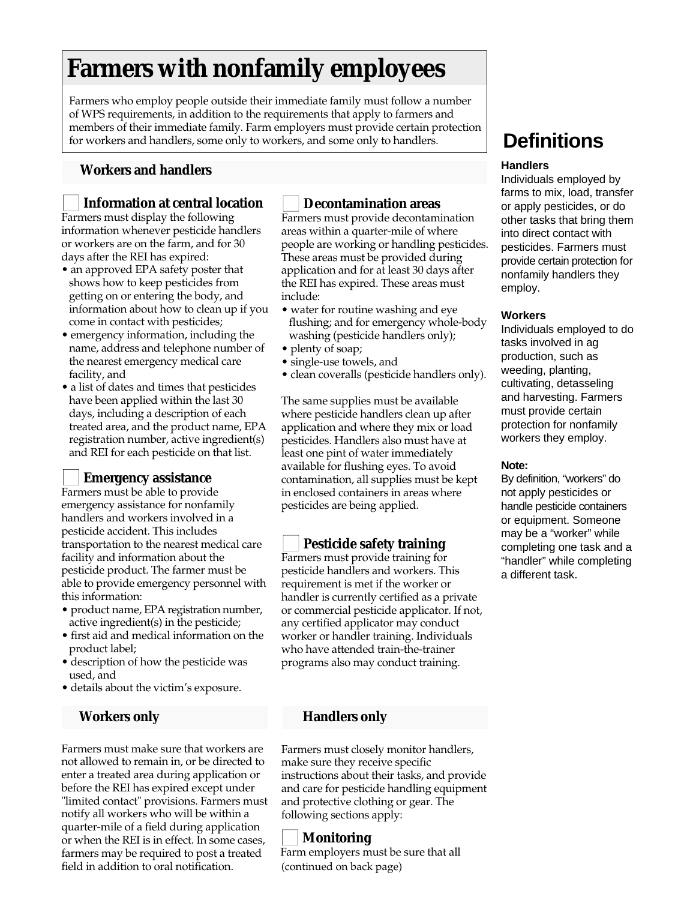# Farmers with nonfamily employees

Farmers who employ people outside their immediate family must follow a number of WPS requirements, in addition to the requirements that apply to farmers and members of their immediate family. Farm employers must provide certain protection for workers and handlers, some only to workers, and some only to handlers.

## Workers and handlers

### ☐ Information at central location

Farmers must display the following information whenever pesticide handlers or workers are on the farm, and for 30 days after the REI has expired:

- an approved EPA safety poster that shows how to keep pesticides from getting on or entering the body, and information about how to clean up if you come in contact with pesticides;
- emergency information, including the name, address and telephone number of the nearest emergency medical care facility, and
- a list of dates and times that pesticides have been applied within the last 30 days, including a description of each treated area, and the product name, EPA registration number, active ingredient(s) and REI for each pesticide on that list.

### ☐ Emergency assistance

Farmers must be able to provide emergency assistance for nonfamily handlers and workers involved in a pesticide accident. This includes transportation to the nearest medical care facility and information about the pesticide product. The farmer must be able to provide emergency personnel with this information:

- product name, EPA registration number, active ingredient(s) in the pesticide;
- first aid and medical information on the product label;
- description of how the pesticide was used, and
- details about the victim's exposure.

### ☐ Decontamination areas

Farmers must provide decontamination areas within a quarter-mile of where people are working or handling pesticides. These areas must be provided during application and for at least 30 days after the REI has expired. These areas must include:

- water for routine washing and eye flushing; and for emergency whole-body washing (pesticide handlers only);
- plenty of soap;
- single-use towels, and
- clean coveralls (pesticide handlers only).

The same supplies must be available where pesticide handlers clean up after application and where they mix or load pesticides. Handlers also must have at least one pint of water immediately available for flushing eyes. To avoid contamination, all supplies must be kept in enclosed containers in areas where pesticides are being applied.

### ☐ Pesticide safety training

Farmers must provide training for pesticide handlers and workers. This requirement is met if the worker or handler is currently certified as a private or commercial pesticide applicator. If not, any certified applicator may conduct worker or handler training. Individuals who have attended train-the-trainer programs also may conduct training.

## Workers only

Farmers must make sure that workers are not allowed to remain in, or be directed to enter a treated area during application or before the REI has expired except under "limited contact" provisions. Farmers must notify all workers who will be within a quarter-mile of a field during application or when the REI is in effect. In some cases, farmers may be required to post a treated field in addition to oral notification.

## Handlers only

Farmers must closely monitor handlers, make sure they receive specific instructions about their tasks, and provide and care for pesticide handling equipment and protective clothing or gear. The following sections apply:

### ☐ Monitoring

Farm employers must be sure that all (continued on back page)

## Definitions

**Handlers**

Individuals employed by farms to mix, load, transfer or apply pesticides, or do other tasks that bring them into direct contact with pesticides. Farmers must provide certain protection for nonfamily handlers they employ.

**Workers**

Individuals employed to do tasks involved in ag production, such as weeding, planting, cultivating, detasseling and harvesting. Farmers must provide certain protection for nonfamily workers they employ.

**Note:**

By definition, "workers" do not apply pesticides or handle pesticide containers or equipment. Someone may be a "worker" while completing one task and a "handler" while completing a different task.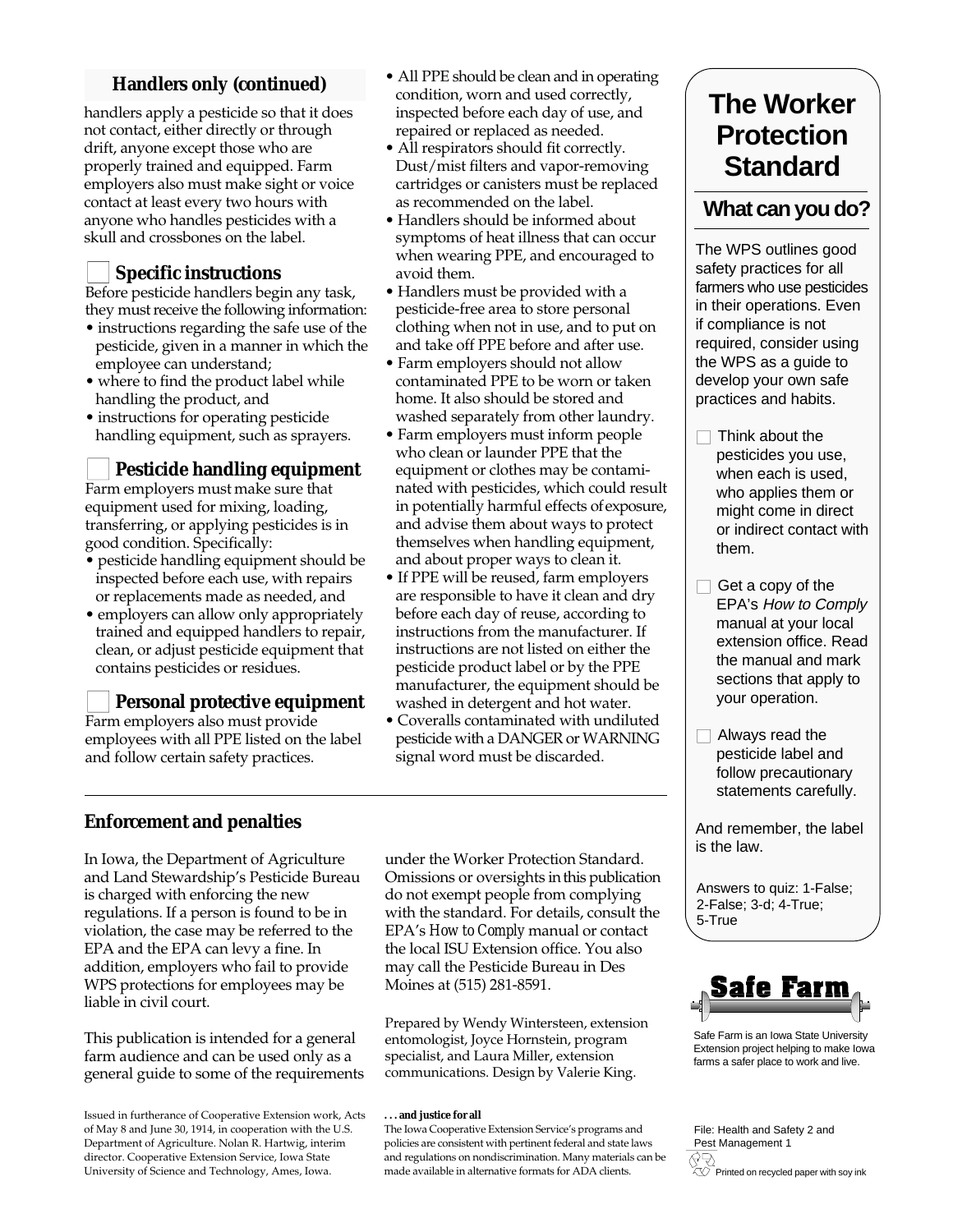### Handlers only (continued)

handlers apply a pesticide so that it does not contact, either directly or through drift, anyone except those who are properly trained and equipped. Farm employers also must make sight or voice contact at least every two hours with anyone who handles pesticides with a skull and crossbones on the label.

### Specific instructions

Before pesticide handlers begin any task, they must receive the following information:

- instructions regarding the safe use of the pesticide, given in a manner in which the employee can understand;
- where to find the product label while handling the product, and
- instructions for operating pesticide handling equipment, such as sprayers.

### Pesticide handling equipment

Farm employers must make sure that equipment used for mixing, loading, transferring, or applying pesticides is in good condition. Specifically:

- pesticide handling equipment should be inspected before each use, with repairs or replacements made as needed, and
- employers can allow only appropriately trained and equipped handlers to repair, clean, or adjust pesticide equipment that contains pesticides or residues.

### Personal protective equipment

Farm employers also must provide employees with all PPE listed on the label and follow certain safety practices.

- All PPE should be clean and in operating condition, worn and used correctly, inspected before each day of use, and repaired or replaced as needed.
- All respirators should fit correctly. Dust/mist filters and vapor-removing cartridges or canisters must be replaced as recommended on the label.
- Handlers should be informed about symptoms of heat illness that can occur when wearing PPE, and encouraged to avoid them.
- Handlers must be provided with a pesticide-free area to store personal clothing when not in use, and to put on and take off PPE before and after use.
- Farm employers should not allow contaminated PPE to be worn or taken home. It also should be stored and washed separately from other laundry.
- Farm employers must inform people who clean or launder PPE that the equipment or clothes may be contaminated with pesticides, which could result in potentially harmful effects of exposure, and advise them about ways to protect themselves when handling equipment, and about proper ways to clean it.
- If PPE will be reused, farm employers are responsible to have it clean and dry before each day of reuse, according to instructions from the manufacturer. If instructions are not listed on either the pesticide product label or by the PPE manufacturer, the equipment should be washed in detergent and hot water.
- Coveralls contaminated with undiluted pesticide with a DANGER or WARNING signal word must be discarded.

## Enforcement and penalties

In Iowa, the Department of Agriculture and Land Stewardship's Pesticide Bureau is charged with enforcing the new regulations. If a person is found to be in violation, the case may be referred to the EPA and the EPA can levy a fine. In addition, employers who fail to provide WPS protections for employees may be liable in civil court.

This publication is intended for a general farm audience and can be used only as a general guide to some of the requirements under the Worker Protection Standard. Omissions or oversights in this publication do not exempt people from complying with the standard. For details, consult the EPA's *How to Comply* manual or contact the local ISU Extension office. You also may call the Pesticide Bureau in Des Moines at (515) 281-8591.

Prepared by Wendy Wintersteen, extension entomologist, Joyce Hornstein, program specialist, and Laura Miller, extension communications. Design by Valerie King.

# The Worker Protection Standard

## What can you do?

The WPS outlines good safety practices for all farmers who use pesticides in their operations. Even if compliance is not required, consider using the WPS as a guide to develop your own safe practices and habits.

- ☐ Think about the pesticides you use, when each is used, who applies them or might come in direct or indirect contact with them.
- ☐ Get a copy of the EPA's *How to Comply* manual at your local extension office. Read the manual and mark sections that apply to your operation.
- ☐ Always read the pesticide label and follow precautionary statements carefully.

And remember, the label is the law.

Answers to quiz: 1-False; 2-False; 3-d; 4-True; 5-True

**Safe Farm**

Safe Farm is an Iowa State University Extension project helping to make Iowa farms a safer place to work and live.

Issued in furtherance of Cooperative Extension work, Acts of May 8 and June 30, 1914, in cooperation with the U.S. Department of Agriculture. Nolan R. Hartwig, interim director. Cooperative Extension Service, Iowa State University of Science and Technology, Ames, Iowa.

**. . . and justice for all**
The Iowa Cooperative Extension Service's programs and policies are consistent with pertinent federal and state laws and regulations on nondiscrimination. Many materials can be made available in alternative formats for ADA clients.

File: Health and Safety 2 and Pest Management 1

Printed on recycled paper with soy ink